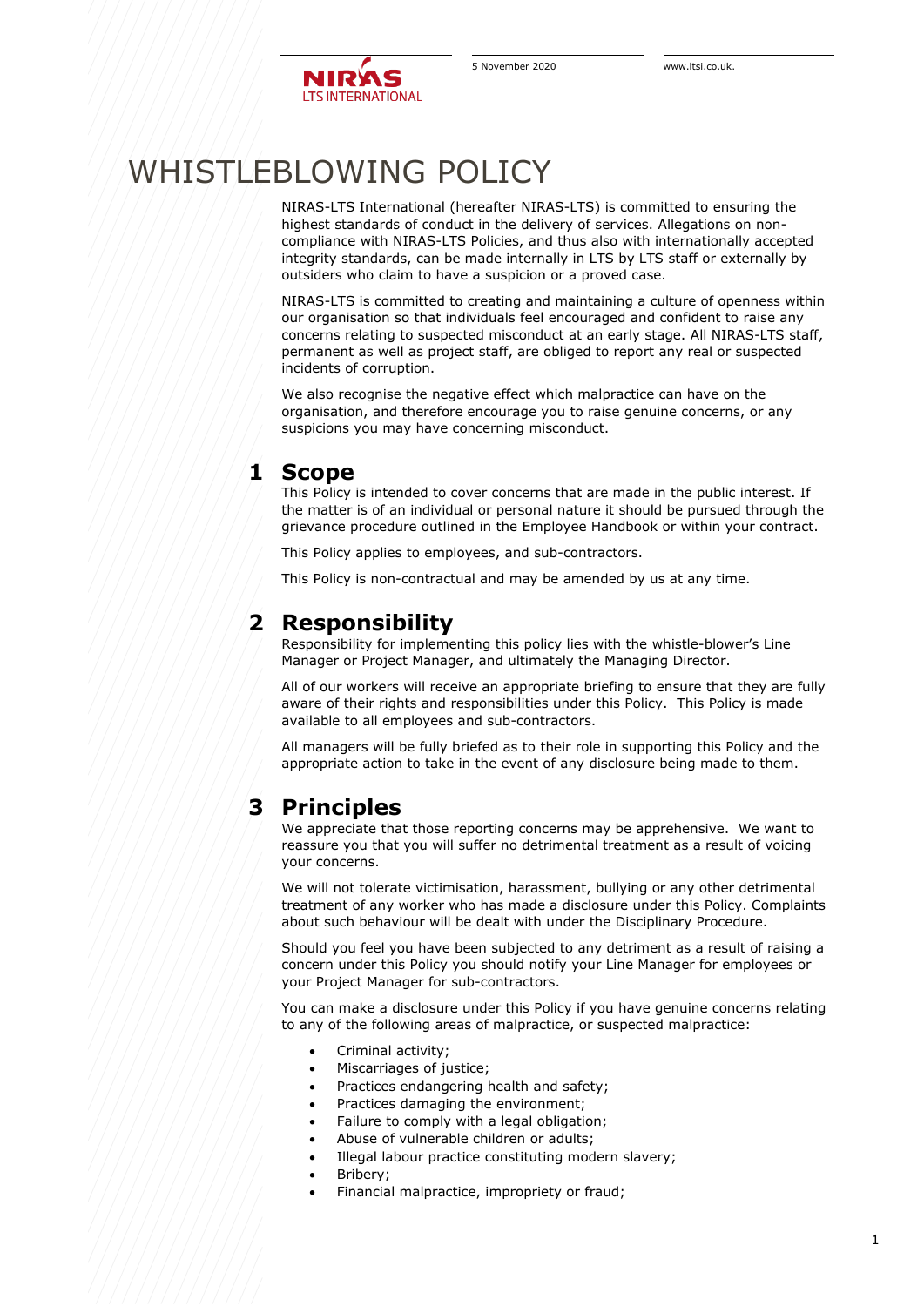# WHISTLEBLOWING POLICY

NIRAS-LTS International (hereafter NIRAS-LTS) is committed to ensuring the highest standards of conduct in the delivery of services. Allegations on non-compliance with NIRAS-LTS Policies, and thus also with internationally accepted integrity standards, can be made internally in LTS by LTS staff or externally by outsiders who claim to have a suspicion or a proved case.

NIRAS-LTS is committed to creating and maintaining a culture of openness within our organisation so that individuals feel encouraged and confident to raise any concerns relating to suspected misconduct at an early stage. All NIRAS-LTS staff, permanent as well as project staff, are obliged to report any real or suspected incidents of corruption.

We also recognise the negative effect which malpractice can have on the organisation, and therefore encourage you to raise genuine concerns, or any suspicions you may have concerning misconduct.

## 1 Scope

This Policy is intended to cover concerns that are made in the public interest. If the matter is of an individual or personal nature it should be pursued through the grievance procedure outlined in the Employee Handbook or within your contract.

This Policy applies to employees, and sub-contractors.

This Policy is non-contractual and may be amended by us at any time.

## 2 Responsibility

Responsibility for implementing this policy lies with the whistle-blower's Line Manager or Project Manager, and ultimately the Managing Director.

All of our workers will receive an appropriate briefing to ensure that they are fully aware of their rights and responsibilities under this Policy. This Policy is made available to all employees and sub-contractors.

All managers will be fully briefed as to their role in supporting this Policy and the appropriate action to take in the event of any disclosure being made to them.

## 3 Principles

We appreciate that those reporting concerns may be apprehensive. We want to reassure you that you will suffer no detrimental treatment as a result of voicing your concerns.

We will not tolerate victimisation, harassment, bullying or any other detrimental treatment of any worker who has made a disclosure under this Policy. Complaints about such behaviour will be dealt with under the Disciplinary Procedure.

Should you feel you have been subjected to any detriment as a result of raising a concern under this Policy you should notify your Line Manager for employees or your Project Manager for sub-contractors.

You can make a disclosure under this Policy if you have genuine concerns relating to any of the following areas of malpractice, or suspected malpractice:

- Criminal activity;
- Miscarriages of justice;
- Practices endangering health and safety;
- Practices damaging the environment;
- Failure to comply with a legal obligation;
- Abuse of vulnerable children or adults;
- Illegal labour practice constituting modern slavery;
- Bribery;
- Financial malpractice, impropriety or fraud;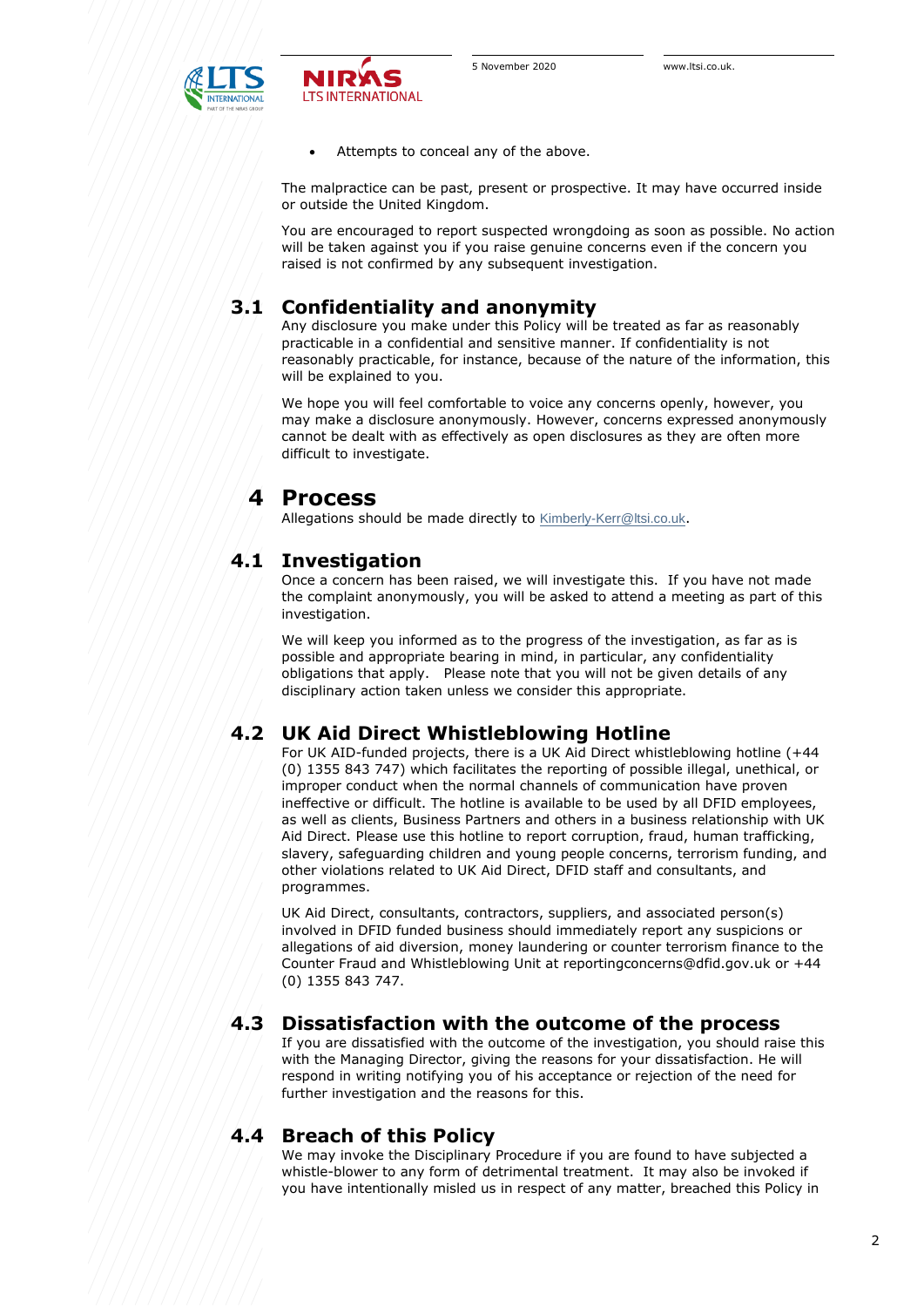- Attempts to conceal any of the above.

The malpractice can be past, present or prospective. It may have occurred inside or outside the United Kingdom.

You are encouraged to report suspected wrongdoing as soon as possible. No action will be taken against you if you raise genuine concerns even if the concern you raised is not confirmed by any subsequent investigation.

### 3.1 Confidentiality and anonymity

Any disclosure you make under this Policy will be treated as far as reasonably practicable in a confidential and sensitive manner. If confidentiality is not reasonably practicable, for instance, because of the nature of the information, this will be explained to you.

We hope you will feel comfortable to voice any concerns openly, however, you may make a disclosure anonymously. However, concerns expressed anonymously cannot be dealt with as effectively as open disclosures as they are often more difficult to investigate.

## 4 Process

Allegations should be made directly to Kimberly-Kerr@ltsi.co.uk.

### 4.1 Investigation

Once a concern has been raised, we will investigate this. If you have not made the complaint anonymously, you will be asked to attend a meeting as part of this investigation.

We will keep you informed as to the progress of the investigation, as far as is possible and appropriate bearing in mind, in particular, any confidentiality obligations that apply. Please note that you will not be given details of any disciplinary action taken unless we consider this appropriate.

### 4.2 UK Aid Direct Whistleblowing Hotline

For UK AID-funded projects, there is a UK Aid Direct whistleblowing hotline (+44 (0) 1355 843 747) which facilitates the reporting of possible illegal, unethical, or improper conduct when the normal channels of communication have proven ineffective or difficult. The hotline is available to be used by all DFID employees, as well as clients, Business Partners and others in a business relationship with UK Aid Direct. Please use this hotline to report corruption, fraud, human trafficking, slavery, safeguarding children and young people concerns, terrorism funding, and other violations related to UK Aid Direct, DFID staff and consultants, and programmes.

UK Aid Direct, consultants, contractors, suppliers, and associated person(s) involved in DFID funded business should immediately report any suspicions or allegations of aid diversion, money laundering or counter terrorism finance to the Counter Fraud and Whistleblowing Unit at reportingconcerns@dfid.gov.uk or +44 (0) 1355 843 747.

### 4.3 Dissatisfaction with the outcome of the process

If you are dissatisfied with the outcome of the investigation, you should raise this with the Managing Director, giving the reasons for your dissatisfaction. He will respond in writing notifying you of his acceptance or rejection of the need for further investigation and the reasons for this.

### 4.4 Breach of this Policy

We may invoke the Disciplinary Procedure if you are found to have subjected a whistle-blower to any form of detrimental treatment. It may also be invoked if you have intentionally misled us in respect of any matter, breached this Policy in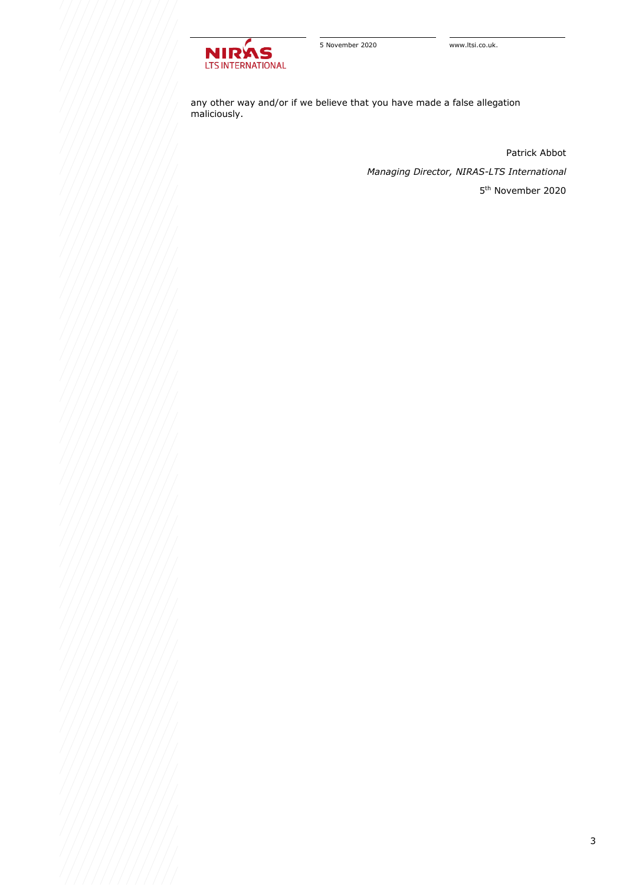any other way and/or if we believe that you have made a false allegation maliciously.

Patrick Abbot

*Managing Director, NIRAS-LTS International*

5th November 2020